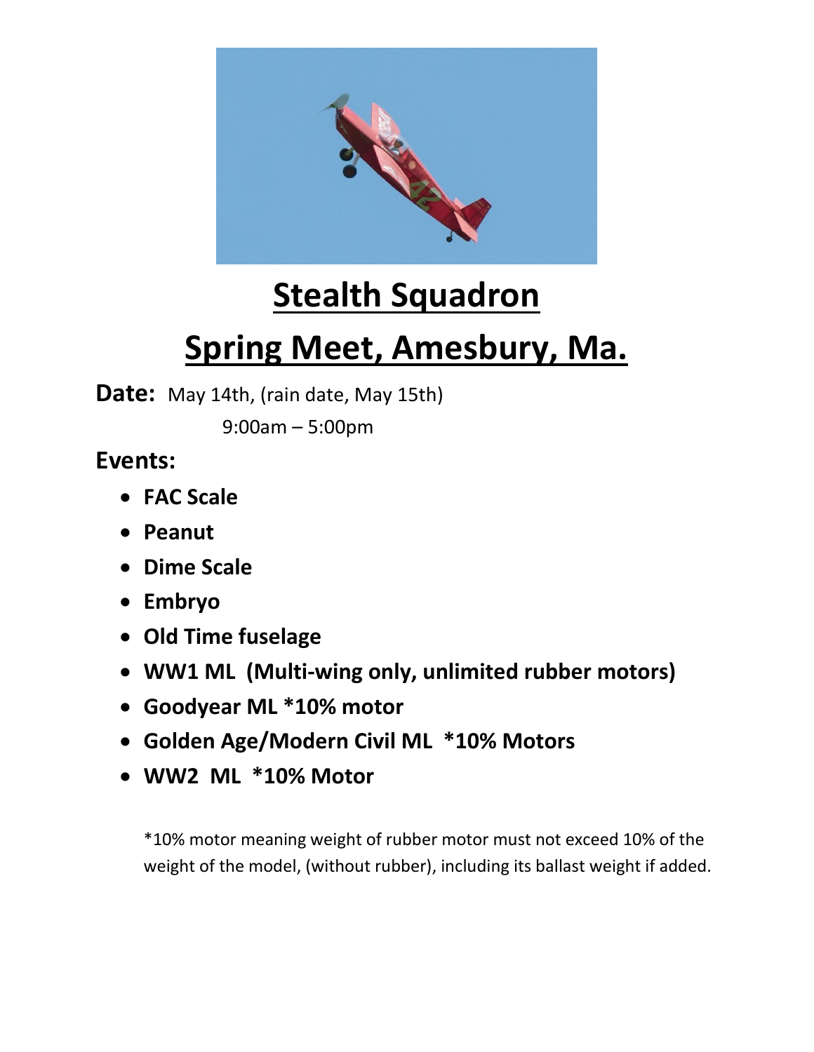# Stealth Squadron

# Spring Meet, Amesbury, Ma.

**Date:** May 14th, (rain date, May 15th)

9:00am – 5:00pm

**Events:**

- **FAC Scale**
- **Peanut**
- **Dime Scale**
- **Embryo**
- **Old Time fuselage**
- **WW1 ML (Multi-wing only, unlimited rubber motors)**
- **Goodyear ML *10% motor**
- **Golden Age/Modern Civil ML *10% Motors**
- **WW2 ML *10% Motor**

*10% motor meaning weight of rubber motor must not exceed 10% of the weight of the model, (without rubber), including its ballast weight if added.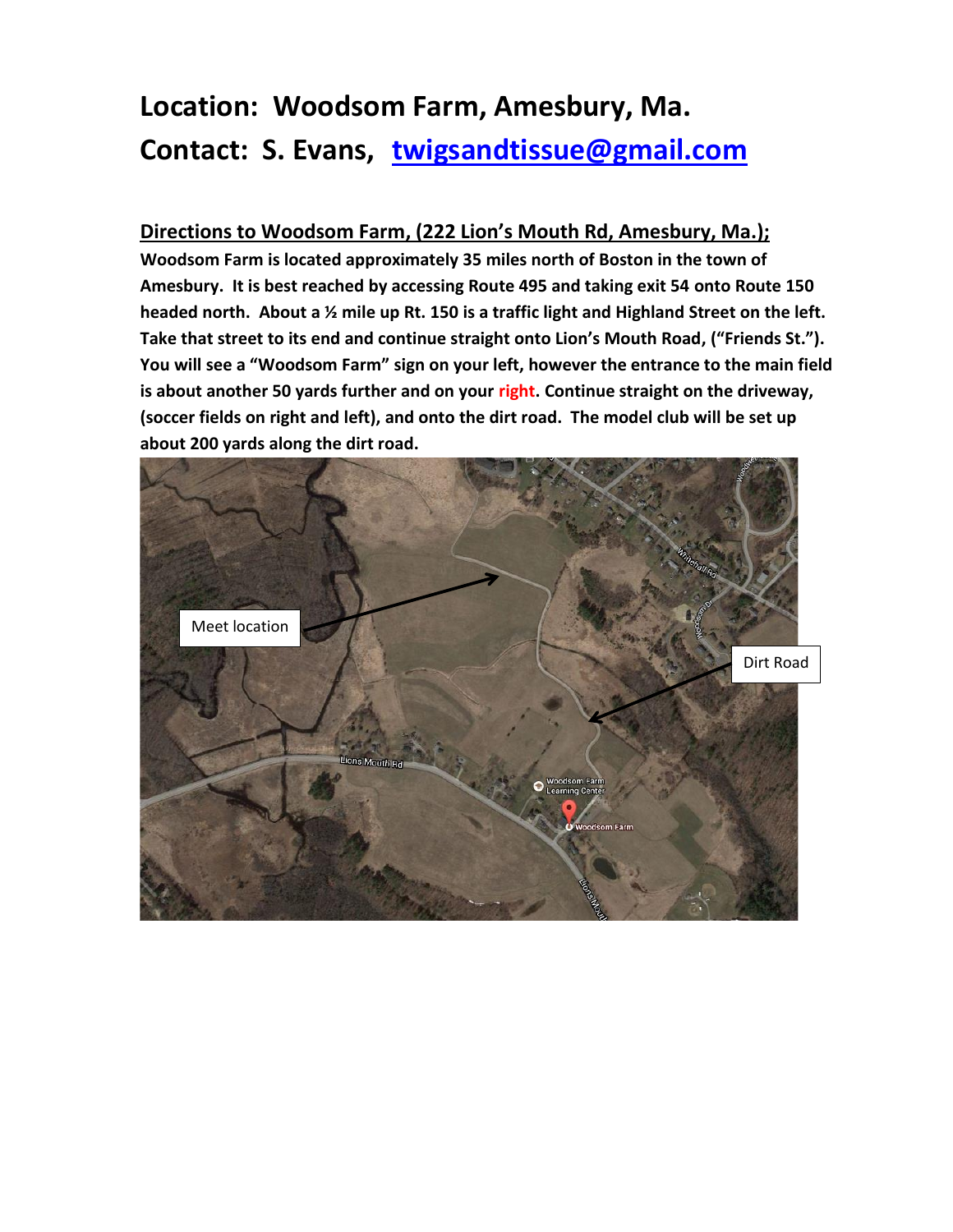# Location: Woodsom Farm, Amesbury, Ma.

# Contact: S. Evans, [twigsandtissue@gmail.com](mailto:twigsandtissue@gmail.com)

## Directions to Woodsom Farm, (222 Lion's Mouth Rd, Amesbury, Ma.);

**Woodsom Farm is located approximately 35 miles north of Boston in the town of Amesbury. It is best reached by accessing Route 495 and taking exit 54 onto Route 150 headed north. About a ½ mile up Rt. 150 is a traffic light and Highland Street on the left. Take that street to its end and continue straight onto Lion's Mouth Road, ("Friends St."). You will see a "Woodsom Farm" sign on your left, however the entrance to the main field is about another 50 yards further and on your right. Continue straight on the driveway, (soccer fields on right and left), and onto the dirt road. The model club will be set up about 200 yards along the dirt road.**

Meet location

Dirt Road

Lions Mouth Rd

Woodsom Farm Learning Center

Woodsom Farm

Whitehall Rd

Woodsom Dr